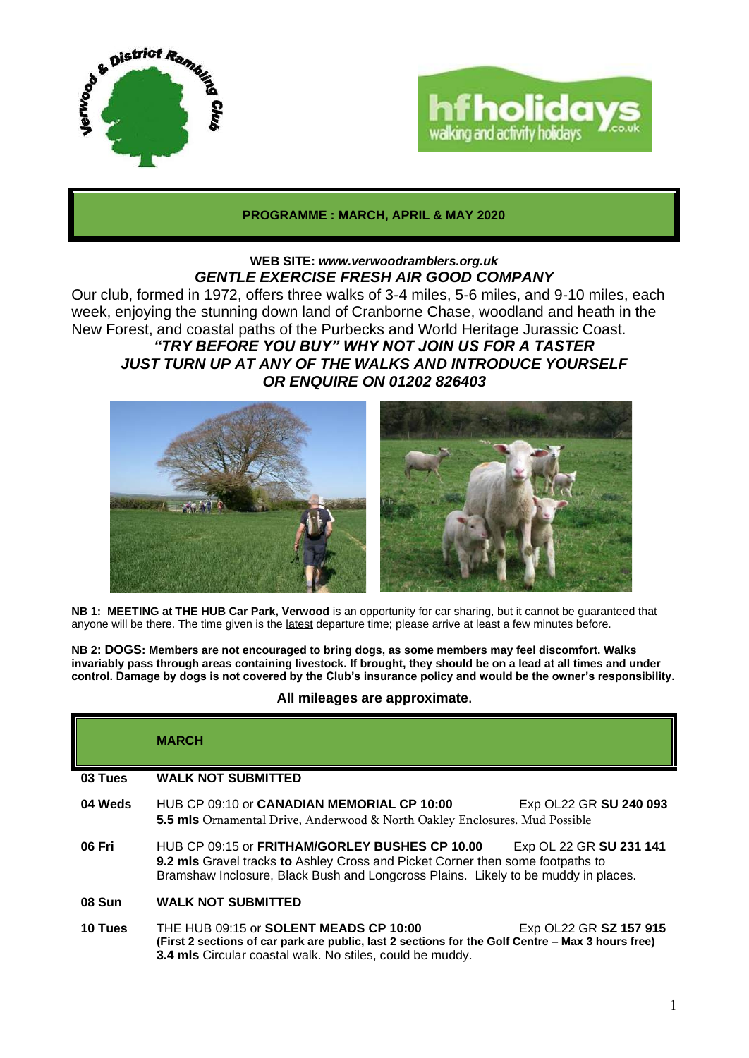## PROGRAMME : MARCH, APRIL & MAY 2020

**WEB SITE:** ***www.verwoodramblers.org.uk***

***GENTLE EXERCISE FRESH AIR GOOD COMPANY***

Our club, formed in 1972, offers three walks of 3-4 miles, 5-6 miles, and 9-10 miles, each week, enjoying the stunning down land of Cranborne Chase, woodland and heath in the New Forest, and coastal paths of the Purbecks and World Heritage Jurassic Coast.

***"TRY BEFORE YOU BUY" WHY NOT JOIN US FOR A TASTER***
***JUST TURN UP AT ANY OF THE WALKS AND INTRODUCE YOURSELF***
***OR ENQUIRE ON 01202 826403***

**NB 1: MEETING at THE HUB Car Park, Verwood** is an opportunity for car sharing, but it cannot be guaranteed that anyone will be there. The time given is the latest departure time; please arrive at least a few minutes before.

**NB 2: DOGS: Members are not encouraged to bring dogs, as some members may feel discomfort. Walks invariably pass through areas containing livestock. If brought, they should be on a lead at all times and under control. Damage by dogs is not covered by the Club's insurance policy and would be the owner's responsibility.**

**All mileages are approximate.**

## MARCH

**03 Tues** — **WALK NOT SUBMITTED**

**04 Weds** — HUB CP 09:10 or **CANADIAN MEMORIAL CP 10:00** — Exp OL22 GR **SU 240 093**
**5.5 mls** Ornamental Drive, Anderwood & North Oakley Enclosures. Mud Possible

**06 Fri** — HUB CP 09:15 or **FRITHAM/GORLEY BUSHES CP 10.00** — Exp OL 22 GR **SU 231 141**
**9.2 mls** Gravel tracks **to** Ashley Cross and Picket Corner then some footpaths to Bramshaw Inclosure, Black Bush and Longcross Plains. Likely to be muddy in places.

**08 Sun** — **WALK NOT SUBMITTED**

**10 Tues** — THE HUB 09:15 or **SOLENT MEADS CP 10:00** — Exp OL22 GR **SZ 157 915**
**(First 2 sections of car park are public, last 2 sections for the Golf Centre – Max 3 hours free)**
**3.4 mls** Circular coastal walk. No stiles, could be muddy.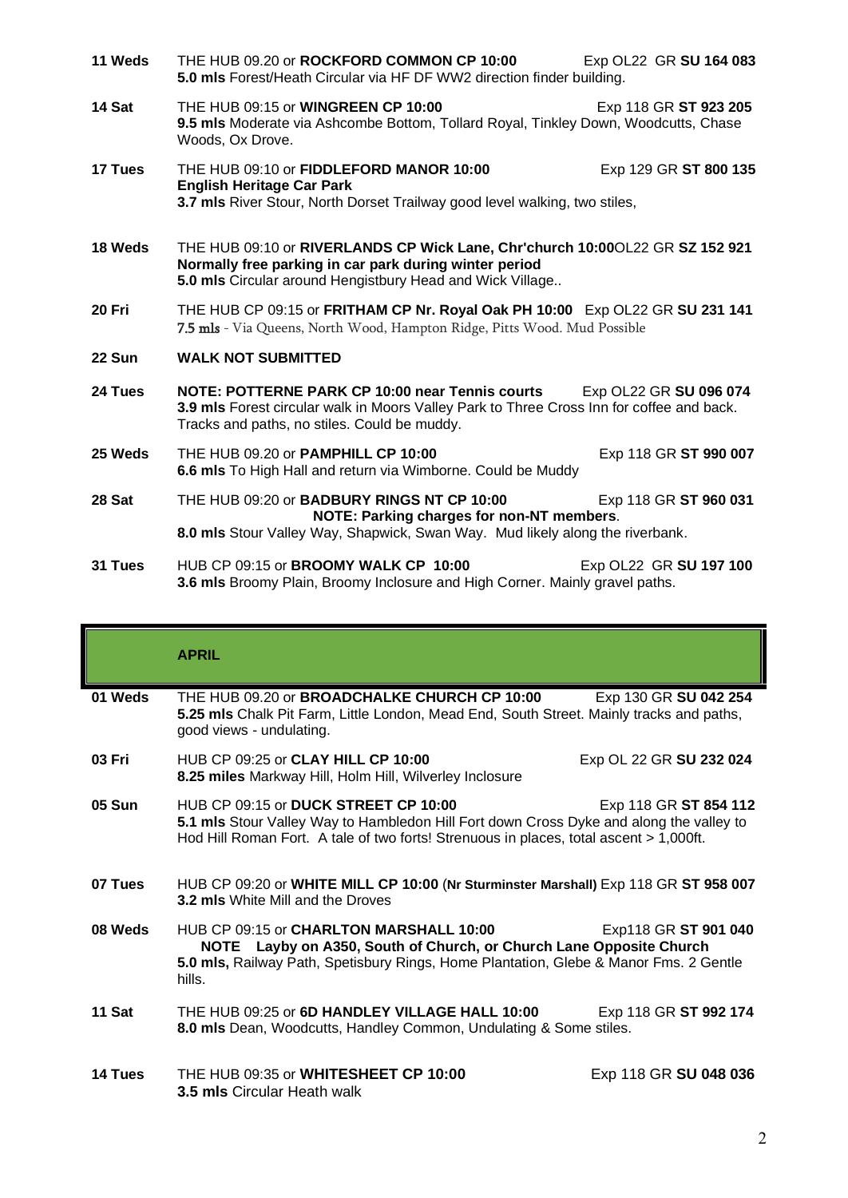**11 Weds** THE HUB 09.20 or **ROCKFORD COMMON CP 10:00** Exp OL22 GR **SU 164 083**
**5.0 mls** Forest/Heath Circular via HF DF WW2 direction finder building.

**14 Sat** THE HUB 09:15 or **WINGREEN CP 10:00** Exp 118 GR **ST 923 205**
**9.5 mls** Moderate via Ashcombe Bottom, Tollard Royal, Tinkley Down, Woodcutts, Chase Woods, Ox Drove.

**17 Tues** THE HUB 09:10 or **FIDDLEFORD MANOR 10:00** Exp 129 GR **ST 800 135**
**English Heritage Car Park**
**3.7 mls** River Stour, North Dorset Trailway good level walking, two stiles,

**18 Weds** THE HUB 09:10 or **RIVERLANDS CP Wick Lane, Chr'church 10:00**OL22 GR **SZ 152 921**
**Normally free parking in car park during winter period**
**5.0 mls** Circular around Hengistbury Head and Wick Village..

**20 Fri** THE HUB CP 09:15 or **FRITHAM CP Nr. Royal Oak PH 10:00** Exp OL22 GR **SU 231 141**
**7.5 mls** - Via Queens, North Wood, Hampton Ridge, Pitts Wood. Mud Possible

**22 Sun** **WALK NOT SUBMITTED**

**24 Tues** **NOTE: POTTERNE PARK CP 10:00 near Tennis courts** Exp OL22 GR **SU 096 074**
**3.9 mls** Forest circular walk in Moors Valley Park to Three Cross Inn for coffee and back. Tracks and paths, no stiles. Could be muddy.

**25 Weds** THE HUB 09.20 or **PAMPHILL CP 10:00** Exp 118 GR **ST 990 007**
**6.6 mls** To High Hall and return via Wimborne. Could be Muddy

**28 Sat** THE HUB 09:20 or **BADBURY RINGS NT CP 10:00** Exp 118 GR **ST 960 031**
**NOTE: Parking charges for non-NT members**.
**8.0 mls** Stour Valley Way, Shapwick, Swan Way. Mud likely along the riverbank.

**31 Tues** HUB CP 09:15 or **BROOMY WALK CP 10:00** Exp OL22 GR **SU 197 100**
**3.6 mls** Broomy Plain, Broomy Inclosure and High Corner. Mainly gravel paths.

## APRIL

**01 Weds** THE HUB 09.20 or **BROADCHALKE CHURCH CP 10:00** Exp 130 GR **SU 042 254**
**5.25 mls** Chalk Pit Farm, Little London, Mead End, South Street. Mainly tracks and paths, good views - undulating.

**03 Fri** HUB CP 09:25 or **CLAY HILL CP 10:00** Exp OL 22 GR **SU 232 024**
**8.25 miles** Markway Hill, Holm Hill, Wilverley Inclosure

**05 Sun** HUB CP 09:15 or **DUCK STREET CP 10:00** Exp 118 GR **ST 854 112**
**5.1 mls** Stour Valley Way to Hambledon Hill Fort down Cross Dyke and along the valley to Hod Hill Roman Fort. A tale of two forts! Strenuous in places, total ascent > 1,000ft.

**07 Tues** HUB CP 09:20 or **WHITE MILL CP 10:00** (**Nr Sturminster Marshall**) Exp 118 GR **ST 958 007**
**3.2 mls** White Mill and the Droves

**08 Weds** HUB CP 09:15 or **CHARLTON MARSHALL 10:00** Exp118 GR **ST 901 040**
**NOTE Layby on A350, South of Church, or Church Lane Opposite Church**
**5.0 mls,** Railway Path, Spetisbury Rings, Home Plantation, Glebe & Manor Fms. 2 Gentle hills.

**11 Sat** THE HUB 09:25 or **6D HANDLEY VILLAGE HALL 10:00** Exp 118 GR **ST 992 174**
**8.0 mls** Dean, Woodcutts, Handley Common, Undulating & Some stiles.

**14 Tues** THE HUB 09:35 or **WHITESHEET CP 10:00** Exp 118 GR **SU 048 036**
**3.5 mls** Circular Heath walk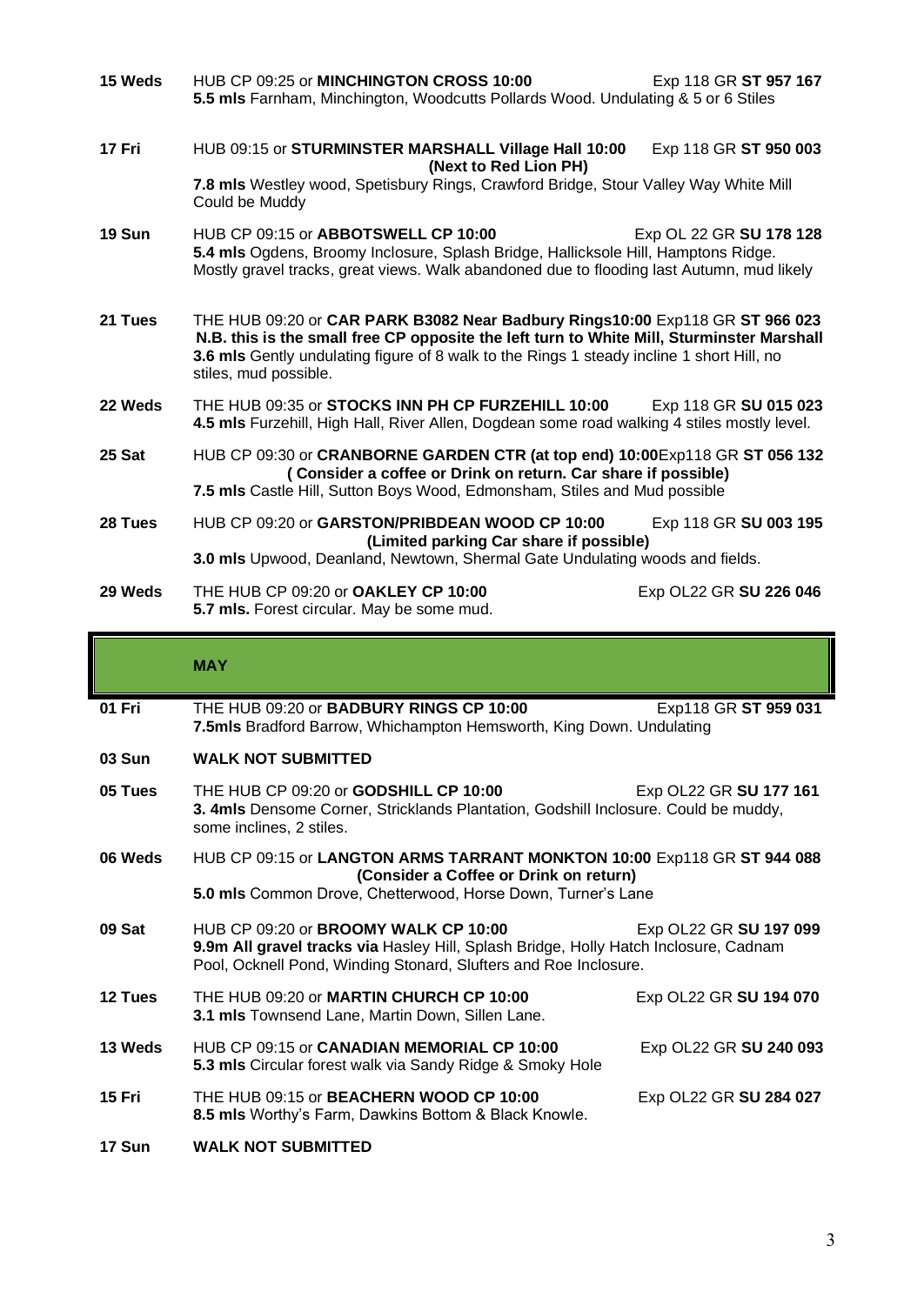**15 Weds** HUB CP 09:25 or **MINCHINGTON CROSS 10:00** Exp 118 GR **ST 957 167**
**5.5 mls** Farnham, Minchington, Woodcutts Pollards Wood. Undulating & 5 or 6 Stiles

**17 Fri** HUB 09:15 or **STURMINSTER MARSHALL Village Hall 10:00 (Next to Red Lion PH)** Exp 118 GR **ST 950 003**
**7.8 mls** Westley wood, Spetisbury Rings, Crawford Bridge, Stour Valley Way White Mill Could be Muddy

**19 Sun** HUB CP 09:15 or **ABBOTSWELL CP 10:00** Exp OL 22 GR **SU 178 128**
**5.4 mls** Ogdens, Broomy Inclosure, Splash Bridge, Hallicksole Hill, Hamptons Ridge. Mostly gravel tracks, great views. Walk abandoned due to flooding last Autumn, mud likely

**21 Tues** THE HUB 09:20 or **CAR PARK B3082 Near Badbury Rings10:00** Exp118 GR **ST 966 023**
**N.B. this is the small free CP opposite the left turn to White Mill, Sturminster Marshall**
**3.6 mls** Gently undulating figure of 8 walk to the Rings 1 steady incline 1 short Hill, no stiles, mud possible.

**22 Weds** THE HUB 09:35 or **STOCKS INN PH CP FURZEHILL 10:00** Exp 118 GR **SU 015 023**
**4.5 mls** Furzehill, High Hall, River Allen, Dogdean some road walking 4 stiles mostly level.

**25 Sat** HUB CP 09:30 or **CRANBORNE GARDEN CTR (at top end) 10:00**Exp118 GR **ST 056 132**
**( Consider a coffee or Drink on return. Car share if possible)**
**7.5 mls** Castle Hill, Sutton Boys Wood, Edmonsham, Stiles and Mud possible

**28 Tues** HUB CP 09:20 or **GARSTON/PRIBDEAN WOOD CP 10:00** Exp 118 GR **SU 003 195**
**(Limited parking Car share if possible)**
**3.0 mls** Upwood, Deanland, Newtown, Shermal Gate Undulating woods and fields.

**29 Weds** THE HUB CP 09:20 or **OAKLEY CP 10:00** Exp OL22 GR **SU 226 046**
**5.7 mls.** Forest circular. May be some mud.

## MAY

**01 Fri** THE HUB 09:20 or **BADBURY RINGS CP 10:00** Exp118 GR **ST 959 031**
**7.5mls** Bradford Barrow, Whichampton Hemsworth, King Down. Undulating

**03 Sun** **WALK NOT SUBMITTED**

**05 Tues** THE HUB CP 09:20 or **GODSHILL CP 10:00** Exp OL22 GR **SU 177 161**
**3. 4mls** Densome Corner, Stricklands Plantation, Godshill Inclosure. Could be muddy, some inclines, 2 stiles.

**06 Weds** HUB CP 09:15 or **LANGTON ARMS TARRANT MONKTON 10:00** Exp118 GR **ST 944 088**
**(Consider a Coffee or Drink on return)**
**5.0 mls** Common Drove, Chetterwood, Horse Down, Turner's Lane

**09 Sat** HUB CP 09:20 or **BROOMY WALK CP 10:00** Exp OL22 GR **SU 197 099**
**9.9m All gravel tracks via** Hasley Hill, Splash Bridge, Holly Hatch Inclosure, Cadnam Pool, Ocknell Pond, Winding Stonard, Slufters and Roe Inclosure.

**12 Tues** THE HUB 09:20 or **MARTIN CHURCH CP 10:00** Exp OL22 GR **SU 194 070**
**3.1 mls** Townsend Lane, Martin Down, Sillen Lane.

**13 Weds** HUB CP 09:15 or **CANADIAN MEMORIAL CP 10:00** Exp OL22 GR **SU 240 093**
**5.3 mls** Circular forest walk via Sandy Ridge & Smoky Hole

**15 Fri** THE HUB 09:15 or **BEACHERN WOOD CP 10:00** Exp OL22 GR **SU 284 027**
**8.5 mls** Worthy's Farm, Dawkins Bottom & Black Knowle.

**17 Sun** **WALK NOT SUBMITTED**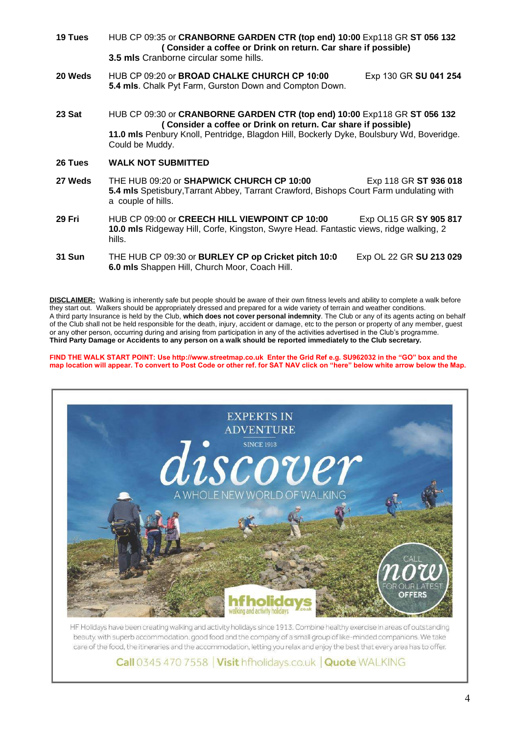**19 Tues** HUB CP 09:35 or **CRANBORNE GARDEN CTR (top end) 10:00** Exp118 GR **ST 056 132**
**( Consider a coffee or Drink on return. Car share if possible)**
**3.5 mls** Cranborne circular some hills.

**20 Weds** HUB CP 09:20 or **BROAD CHALKE CHURCH CP 10:00** Exp 130 GR **SU 041 254**
**5.4 mls**. Chalk Pyt Farm, Gurston Down and Compton Down.

**23 Sat** HUB CP 09:30 or **CRANBORNE GARDEN CTR (top end) 10:00** Exp118 GR **ST 056 132**
**( Consider a coffee or Drink on return. Car share if possible)**
**11.0 mls** Penbury Knoll, Pentridge, Blagdon Hill, Bockerly Dyke, Boulsbury Wd, Boveridge. Could be Muddy.

**26 Tues** **WALK NOT SUBMITTED**

**27 Weds** THE HUB 09:20 or **SHAPWICK CHURCH CP 10:00** Exp 118 GR **ST 936 018**
**5.4 mls** Spetisbury,Tarrant Abbey, Tarrant Crawford, Bishops Court Farm undulating with a couple of hills.

**29 Fri** HUB CP 09:00 or **CREECH HILL VIEWPOINT CP 10:00** Exp OL15 GR **SY 905 817**
**10.0 mls** Ridgeway Hill, Corfe, Kingston, Swyre Head. Fantastic views, ridge walking, 2 hills.

**31 Sun** THE HUB CP 09:30 or **BURLEY CP op Cricket pitch 10:0** Exp OL 22 GR **SU 213 029**
**6.0 mls** Shappen Hill, Church Moor, Coach Hill.

**DISCLAIMER:** Walking is inherently safe but people should be aware of their own fitness levels and ability to complete a walk before they start out. Walkers should be appropriately dressed and prepared for a wide variety of terrain and weather conditions.
A third party Insurance is held by the Club, **which does not cover personal indemnity**. The Club or any of its agents acting on behalf of the Club shall not be held responsible for the death, injury, accident or damage, etc to the person or property of any member, guest or any other person, occurring during and arising from participation in any of the activities advertised in the Club's programme.
**Third Party Damage or Accidents to any person on a walk should be reported immediately to the Club secretary.**

**FIND THE WALK START POINT: Use http://www.streetmap.co.uk Enter the Grid Ref e.g. SU962032 in the "GO" box and the map location will appear. To convert to Post Code or other ref. for SAT NAV click on "here" below white arrow below the Map.**

EXPERTS IN ADVENTURE
SINCE 1913
discover
A WHOLE NEW WORLD OF WALKING
CALL now FOR OUR LATEST OFFERS
hfholidays walking and activity holidays .co.uk

HF Holidays have been creating walking and activity holidays since 1913. Combine healthy exercise in areas of outstanding beauty with superb accommodation, good food and the company of a small group of like-minded companions. We take care of the food, the itineraries and the accommodation, letting you relax and enjoy the best that every area has to offer.

**Call** 0345 470 7558 | **Visit** hfholidays.co.uk | **Quote** WALKING